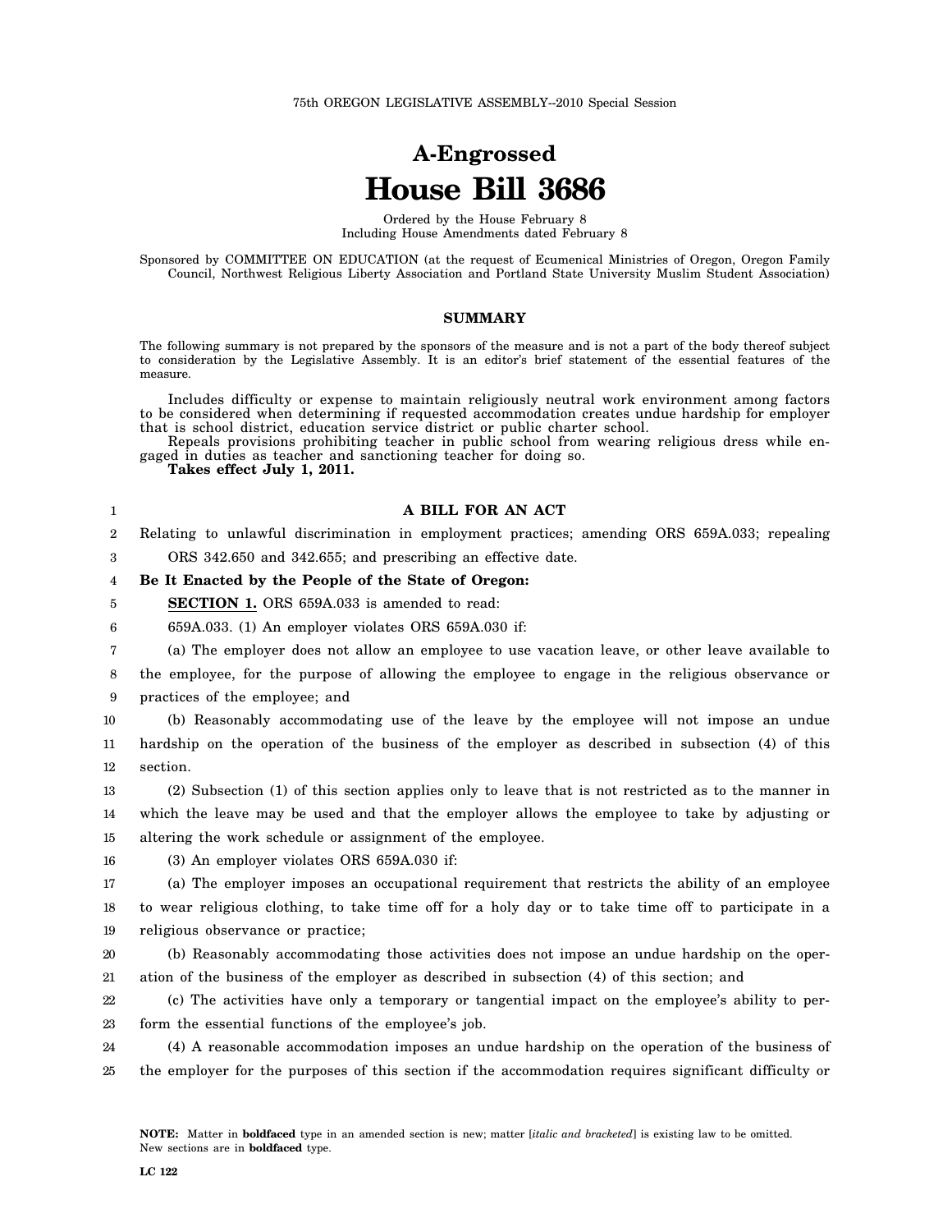75th OREGON LEGISLATIVE ASSEMBLY--2010 Special Session

# A-Engrossed
# House Bill 3686

Ordered by the House February 8
Including House Amendments dated February 8

Sponsored by COMMITTEE ON EDUCATION (at the request of Ecumenical Ministries of Oregon, Oregon Family Council, Northwest Religious Liberty Association and Portland State University Muslim Student Association)

## SUMMARY

The following summary is not prepared by the sponsors of the measure and is not a part of the body thereof subject to consideration by the Legislative Assembly. It is an editor's brief statement of the essential features of the measure.

Includes difficulty or expense to maintain religiously neutral work environment among factors to be considered when determining if requested accommodation creates undue hardship for employer that is school district, education service district or public charter school.

Repeals provisions prohibiting teacher in public school from wearing religious dress while engaged in duties as teacher and sanctioning teacher for doing so.

**Takes effect July 1, 2011.**

## A BILL FOR AN ACT

Relating to unlawful discrimination in employment practices; amending ORS 659A.033; repealing ORS 342.650 and 342.655; and prescribing an effective date.

**Be It Enacted by the People of the State of Oregon:**

**SECTION 1.** ORS 659A.033 is amended to read:

659A.033. (1) An employer violates ORS 659A.030 if:

(a) The employer does not allow an employee to use vacation leave, or other leave available to the employee, for the purpose of allowing the employee to engage in the religious observance or practices of the employee; and

(b) Reasonably accommodating use of the leave by the employee will not impose an undue hardship on the operation of the business of the employer as described in subsection (4) of this section.

(2) Subsection (1) of this section applies only to leave that is not restricted as to the manner in which the leave may be used and that the employer allows the employee to take by adjusting or altering the work schedule or assignment of the employee.

(3) An employer violates ORS 659A.030 if:

(a) The employer imposes an occupational requirement that restricts the ability of an employee to wear religious clothing, to take time off for a holy day or to take time off to participate in a religious observance or practice;

(b) Reasonably accommodating those activities does not impose an undue hardship on the operation of the business of the employer as described in subsection (4) of this section; and

(c) The activities have only a temporary or tangential impact on the employee's ability to perform the essential functions of the employee's job.

(4) A reasonable accommodation imposes an undue hardship on the operation of the business of the employer for the purposes of this section if the accommodation requires significant difficulty or

**NOTE:** Matter in **boldfaced** type in an amended section is new; matter [*italic and bracketed*] is existing law to be omitted. New sections are in **boldfaced** type.

LC 122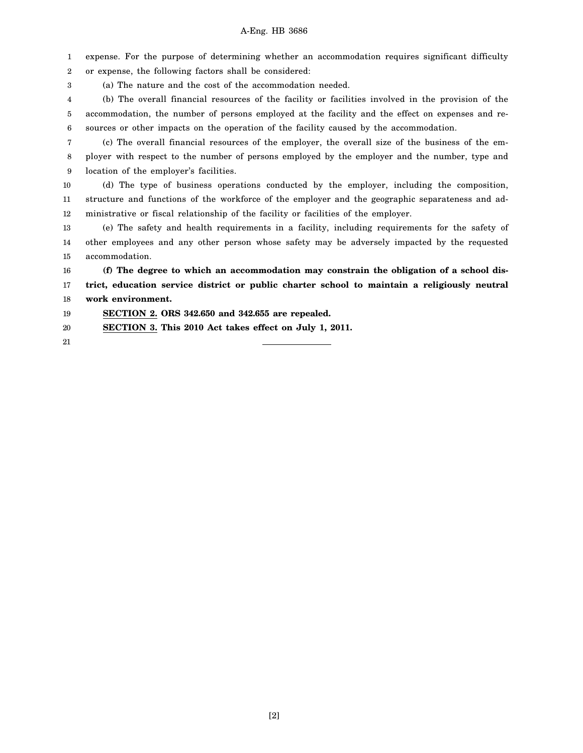expense. For the purpose of determining whether an accommodation requires significant difficulty or expense, the following factors shall be considered:

(a) The nature and the cost of the accommodation needed.

(b) The overall financial resources of the facility or facilities involved in the provision of the accommodation, the number of persons employed at the facility and the effect on expenses and resources or other impacts on the operation of the facility caused by the accommodation.

(c) The overall financial resources of the employer, the overall size of the business of the employer with respect to the number of persons employed by the employer and the number, type and location of the employer's facilities.

(d) The type of business operations conducted by the employer, including the composition, structure and functions of the workforce of the employer and the geographic separateness and administrative or fiscal relationship of the facility or facilities of the employer.

(e) The safety and health requirements in a facility, including requirements for the safety of other employees and any other person whose safety may be adversely impacted by the requested accommodation.

**(f) The degree to which an accommodation may constrain the obligation of a school district, education service district or public charter school to maintain a religiously neutral work environment.**

**SECTION 2. ORS 342.650 and 342.655 are repealed.**

**SECTION 3. This 2010 Act takes effect on July 1, 2011.**

---